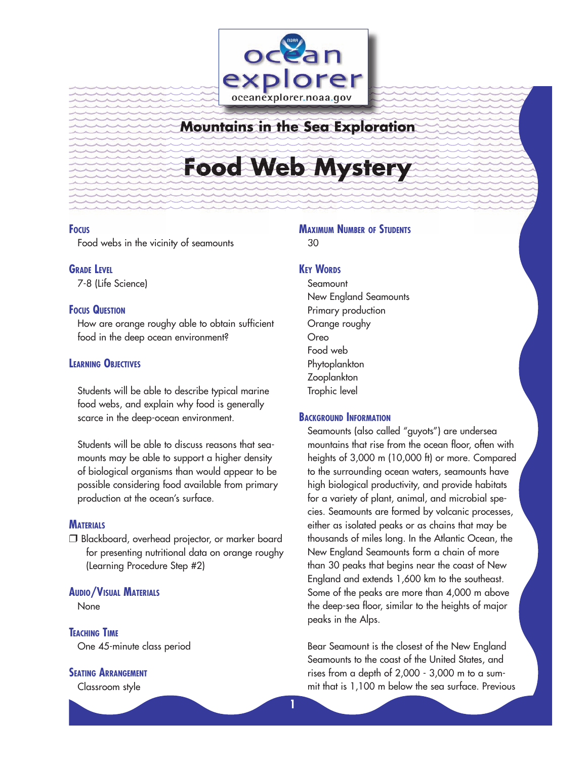Mountains in the Sea Exploration

# Food Web Mystery

## Focus
Food webs in the vicinity of seamounts

## Grade Level
7-8 (Life Science)

## Focus Question
How are orange roughy able to obtain sufficient food in the deep ocean environment?

## Learning Objectives

Students will be able to describe typical marine food webs, and explain why food is generally scarce in the deep-ocean environment.

Students will be able to discuss reasons that seamounts may be able to support a higher density of biological organisms than would appear to be possible considering food available from primary production at the ocean's surface.

## Materials
❒ Blackboard, overhead projector, or marker board for presenting nutritional data on orange roughy (Learning Procedure Step #2)

## Audio/Visual Materials
None

## Teaching Time
One 45-minute class period

## Seating Arrangement
Classroom style

## Maximum Number of Students
30

## Key Words
Seamount
New England Seamounts
Primary production
Orange roughy
Oreo
Food web
Phytoplankton
Zooplankton
Trophic level

## Background Information
Seamounts (also called "guyots") are undersea mountains that rise from the ocean floor, often with heights of 3,000 m (10,000 ft) or more. Compared to the surrounding ocean waters, seamounts have high biological productivity, and provide habitats for a variety of plant, animal, and microbial species. Seamounts are formed by volcanic processes, either as isolated peaks or as chains that may be thousands of miles long. In the Atlantic Ocean, the New England Seamounts form a chain of more than 30 peaks that begins near the coast of New England and extends 1,600 km to the southeast. Some of the peaks are more than 4,000 m above the deep-sea floor, similar to the heights of major peaks in the Alps.

Bear Seamount is the closest of the New England Seamounts to the coast of the United States, and rises from a depth of 2,000 - 3,000 m to a summit that is 1,100 m below the sea surface. Previous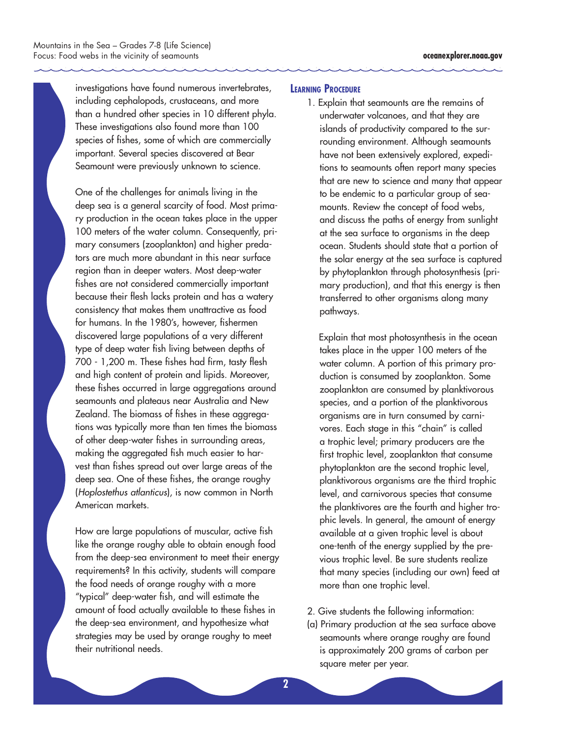investigations have found numerous invertebrates, including cephalopods, crustaceans, and more than a hundred other species in 10 different phyla. These investigations also found more than 100 species of fishes, some of which are commercially important. Several species discovered at Bear Seamount were previously unknown to science.

One of the challenges for animals living in the deep sea is a general scarcity of food. Most primary production in the ocean takes place in the upper 100 meters of the water column. Consequently, primary consumers (zooplankton) and higher predators are much more abundant in this near surface region than in deeper waters. Most deep-water fishes are not considered commercially important because their flesh lacks protein and has a watery consistency that makes them unattractive as food for humans. In the 1980's, however, fishermen discovered large populations of a very different type of deep water fish living between depths of 700 - 1,200 m. These fishes had firm, tasty flesh and high content of protein and lipids. Moreover, these fishes occurred in large aggregations around seamounts and plateaus near Australia and New Zealand. The biomass of fishes in these aggregations was typically more than ten times the biomass of other deep-water fishes in surrounding areas, making the aggregated fish much easier to harvest than fishes spread out over large areas of the deep sea. One of these fishes, the orange roughy (*Hoplostethus atlanticus*), is now common in North American markets.

How are large populations of muscular, active fish like the orange roughy able to obtain enough food from the deep-sea environment to meet their energy requirements? In this activity, students will compare the food needs of orange roughy with a more "typical" deep-water fish, and will estimate the amount of food actually available to these fishes in the deep-sea environment, and hypothesize what strategies may be used by orange roughy to meet their nutritional needs.

## Learning Procedure

1. Explain that seamounts are the remains of underwater volcanoes, and that they are islands of productivity compared to the surrounding environment. Although seamounts have not been extensively explored, expeditions to seamounts often report many species that are new to science and many that appear to be endemic to a particular group of seamounts. Review the concept of food webs, and discuss the paths of energy from sunlight at the sea surface to organisms in the deep ocean. Students should state that a portion of the solar energy at the sea surface is captured by phytoplankton through photosynthesis (primary production), and that this energy is then transferred to other organisms along many pathways.

   Explain that most photosynthesis in the ocean takes place in the upper 100 meters of the water column. A portion of this primary production is consumed by zooplankton. Some zooplankton are consumed by planktivorous species, and a portion of the planktivorous organisms are in turn consumed by carnivores. Each stage in this "chain" is called a trophic level; primary producers are the first trophic level, zooplankton that consume phytoplankton are the second trophic level, planktivorous organisms are the third trophic level, and carnivorous species that consume the planktivores are the fourth and higher trophic levels. In general, the amount of energy available at a given trophic level is about one-tenth of the energy supplied by the previous trophic level. Be sure students realize that many species (including our own) feed at more than one trophic level.

2. Give students the following information:

(a) Primary production at the sea surface above seamounts where orange roughy are found is approximately 200 grams of carbon per square meter per year.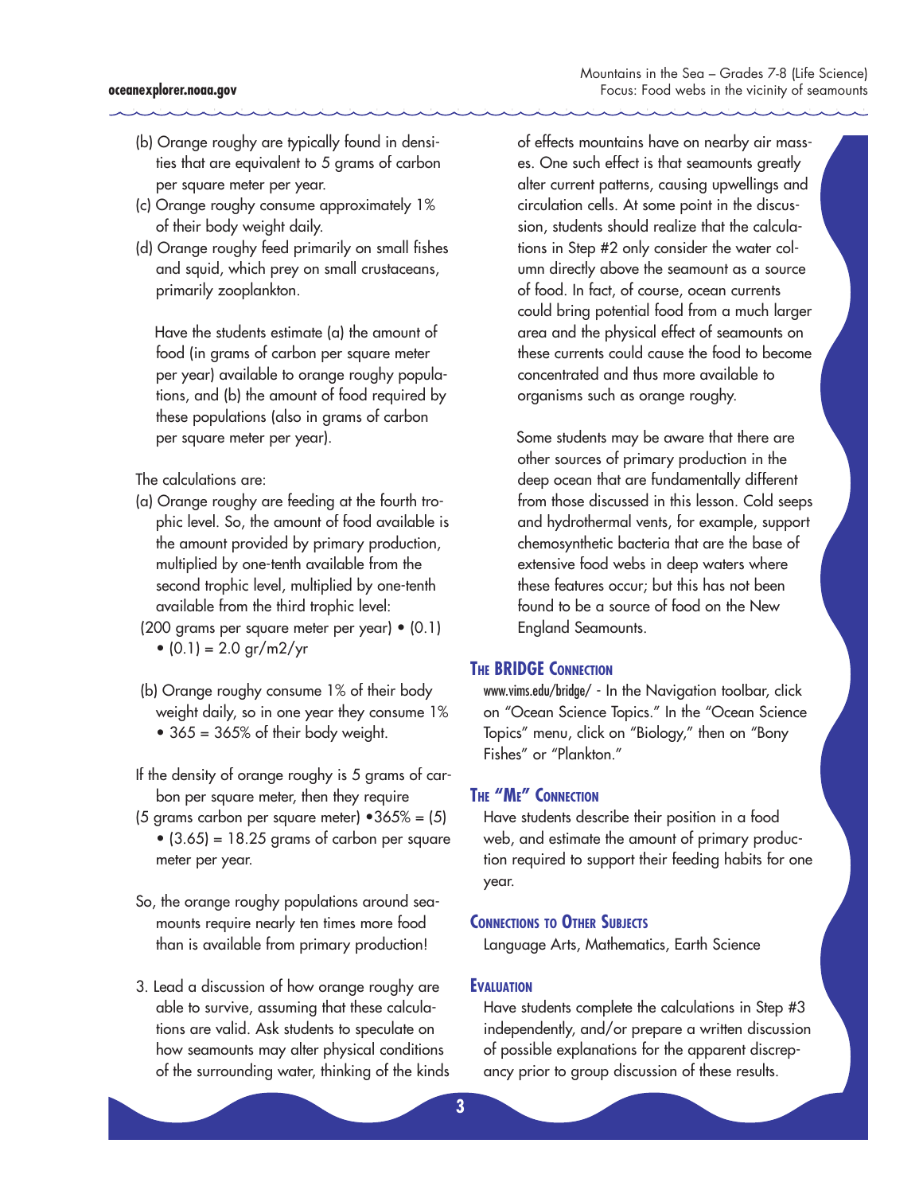(b) Orange roughy are typically found in densities that are equivalent to 5 grams of carbon per square meter per year.

(c) Orange roughy consume approximately 1% of their body weight daily.

(d) Orange roughy feed primarily on small fishes and squid, which prey on small crustaceans, primarily zooplankton.

Have the students estimate (a) the amount of food (in grams of carbon per square meter per year) available to orange roughy populations, and (b) the amount of food required by these populations (also in grams of carbon per square meter per year).

The calculations are:

(a) Orange roughy are feeding at the fourth trophic level. So, the amount of food available is the amount provided by primary production, multiplied by one-tenth available from the second trophic level, multiplied by one-tenth available from the third trophic level:

(200 grams per square meter per year) • (0.1) • (0.1) = 2.0 gr/m2/yr

(b) Orange roughy consume 1% of their body weight daily, so in one year they consume 1% • 365 = 365% of their body weight.

If the density of orange roughy is 5 grams of carbon per square meter, then they require (5 grams carbon per square meter) •365% = (5) • (3.65) = 18.25 grams of carbon per square meter per year.

So, the orange roughy populations around seamounts require nearly ten times more food than is available from primary production!

3. Lead a discussion of how orange roughy are able to survive, assuming that these calculations are valid. Ask students to speculate on how seamounts may alter physical conditions of the surrounding water, thinking of the kinds of effects mountains have on nearby air masses. One such effect is that seamounts greatly alter current patterns, causing upwellings and circulation cells. At some point in the discussion, students should realize that the calculations in Step #2 only consider the water column directly above the seamount as a source of food. In fact, of course, ocean currents could bring potential food from a much larger area and the physical effect of seamounts on these currents could cause the food to become concentrated and thus more available to organisms such as orange roughy.

Some students may be aware that there are other sources of primary production in the deep ocean that are fundamentally different from those discussed in this lesson. Cold seeps and hydrothermal vents, for example, support chemosynthetic bacteria that are the base of extensive food webs in deep waters where these features occur; but this has not been found to be a source of food on the New England Seamounts.

## The BRIDGE Connection

www.vims.edu/bridge/ - In the Navigation toolbar, click on "Ocean Science Topics." In the "Ocean Science Topics" menu, click on "Biology," then on "Bony Fishes" or "Plankton."

## The "Me" Connection

Have students describe their position in a food web, and estimate the amount of primary production required to support their feeding habits for one year.

## Connections to Other Subjects

Language Arts, Mathematics, Earth Science

## Evaluation

Have students complete the calculations in Step #3 independently, and/or prepare a written discussion of possible explanations for the apparent discrepancy prior to group discussion of these results.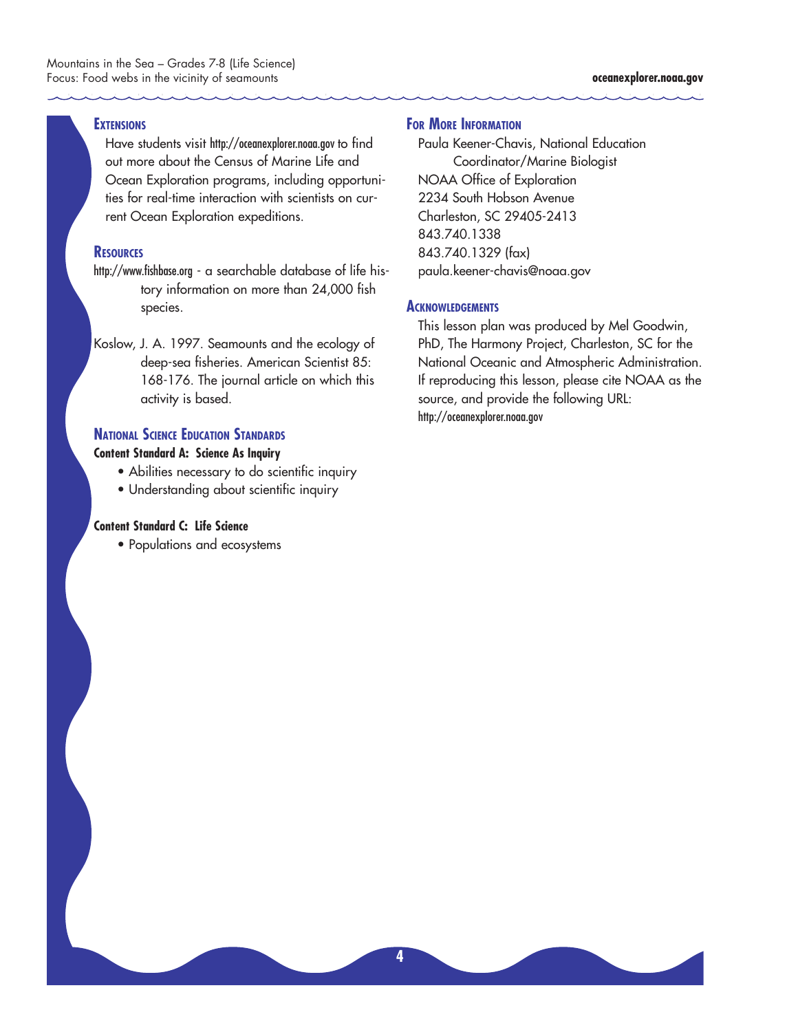## Extensions

Have students visit http://oceanexplorer.noaa.gov to find out more about the Census of Marine Life and Ocean Exploration programs, including opportunities for real-time interaction with scientists on current Ocean Exploration expeditions.

## Resources

http://www.fishbase.org - a searchable database of life history information on more than 24,000 fish species.

Koslow, J. A. 1997. Seamounts and the ecology of deep-sea fisheries. American Scientist 85: 168-176. The journal article on which this activity is based.

## National Science Education Standards

**Content Standard A: Science As Inquiry**

- Abilities necessary to do scientific inquiry
- Understanding about scientific inquiry

**Content Standard C: Life Science**

- Populations and ecosystems

## For More Information

Paula Keener-Chavis, National Education Coordinator/Marine Biologist
NOAA Office of Exploration
2234 South Hobson Avenue
Charleston, SC 29405-2413
843.740.1338
843.740.1329 (fax)
paula.keener-chavis@noaa.gov

## Acknowledgements

This lesson plan was produced by Mel Goodwin, PhD, The Harmony Project, Charleston, SC for the National Oceanic and Atmospheric Administration. If reproducing this lesson, please cite NOAA as the source, and provide the following URL: http://oceanexplorer.noaa.gov